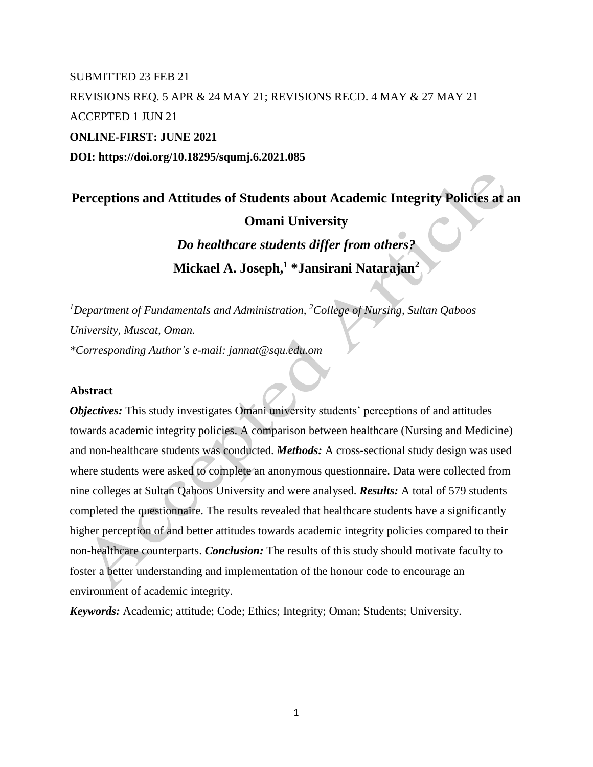SUBMITTED 23 FEB 21

REVISIONS REQ. 5 APR & 24 MAY 21; REVISIONS RECD. 4 MAY & 27 MAY 21

ACCEPTED 1 JUN 21

**ONLINE-FIRST: JUNE 2021**

**DOI: https://doi.org/10.18295/squmj.6.2021.085**

# Perceptions and Attitudes of Students about Academic Integrity Policies at an Omani University

## *Do healthcare students differ from others?*

**Mickael A. Joseph,[1] *Jansirani Natarajan[2]**

*[1]Department of Fundamentals and Administration, [2]College of Nursing, Sultan Qaboos University, Muscat, Oman.*

**Corresponding Author's e-mail: jannat@squ.edu.om*

### Abstract

***Objectives:*** This study investigates Omani university students' perceptions of and attitudes towards academic integrity policies. A comparison between healthcare (Nursing and Medicine) and non-healthcare students was conducted. ***Methods:*** A cross-sectional study design was used where students were asked to complete an anonymous questionnaire. Data were collected from nine colleges at Sultan Qaboos University and were analysed. ***Results:*** A total of 579 students completed the questionnaire. The results revealed that healthcare students have a significantly higher perception of and better attitudes towards academic integrity policies compared to their non-healthcare counterparts. ***Conclusion:*** The results of this study should motivate faculty to foster a better understanding and implementation of the honour code to encourage an environment of academic integrity.

***Keywords:*** Academic; attitude; Code; Ethics; Integrity; Oman; Students; University.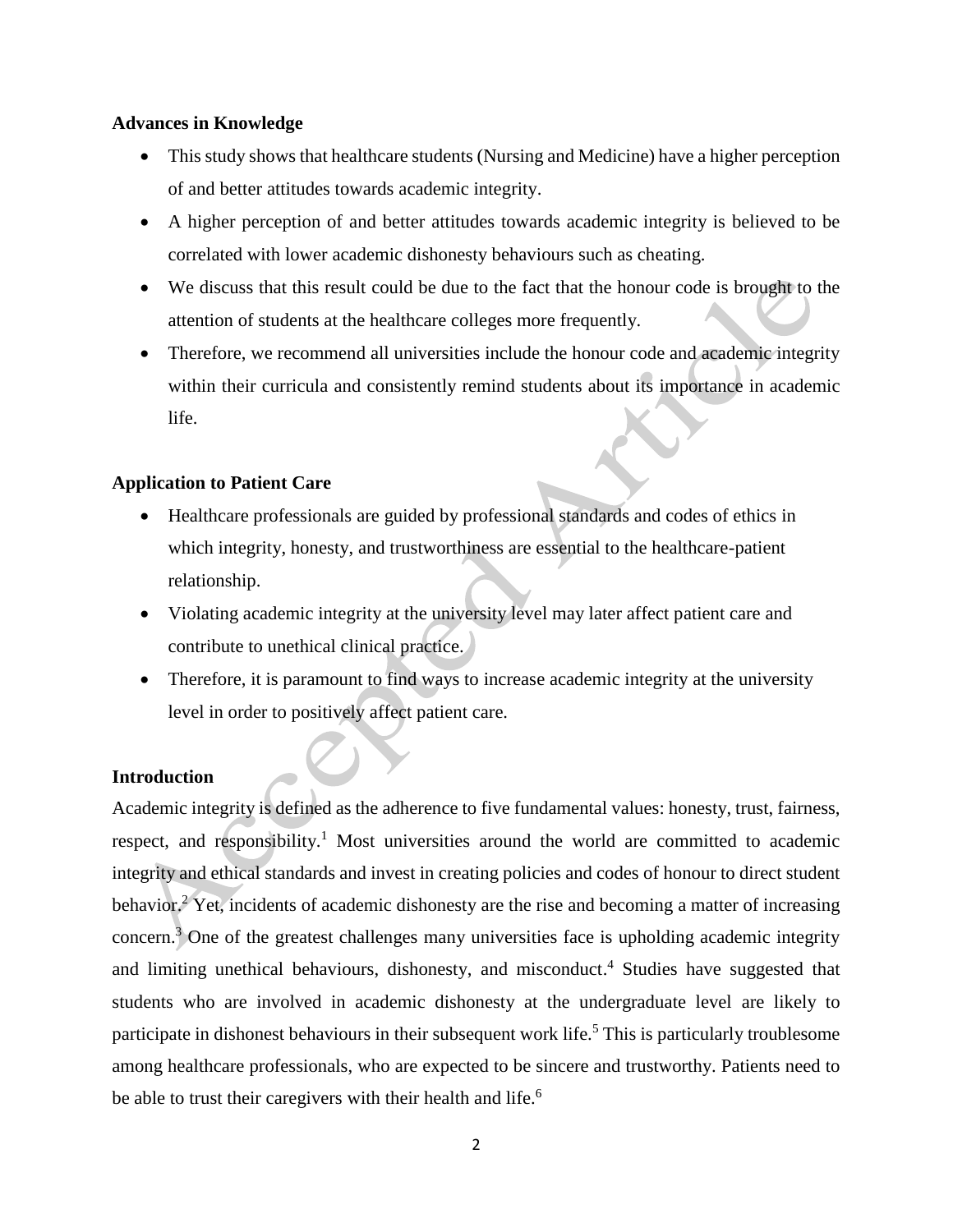### Advances in Knowledge

- This study shows that healthcare students (Nursing and Medicine) have a higher perception of and better attitudes towards academic integrity.
- A higher perception of and better attitudes towards academic integrity is believed to be correlated with lower academic dishonesty behaviours such as cheating.
- We discuss that this result could be due to the fact that the honour code is brought to the attention of students at the healthcare colleges more frequently.
- Therefore, we recommend all universities include the honour code and academic integrity within their curricula and consistently remind students about its importance in academic life.

### Application to Patient Care

- Healthcare professionals are guided by professional standards and codes of ethics in which integrity, honesty, and trustworthiness are essential to the healthcare-patient relationship.
- Violating academic integrity at the university level may later affect patient care and contribute to unethical clinical practice.
- Therefore, it is paramount to find ways to increase academic integrity at the university level in order to positively affect patient care.

### Introduction

Academic integrity is defined as the adherence to five fundamental values: honesty, trust, fairness, respect, and responsibility.[1] Most universities around the world are committed to academic integrity and ethical standards and invest in creating policies and codes of honour to direct student behavior.[2] Yet, incidents of academic dishonesty are the rise and becoming a matter of increasing concern.[3] One of the greatest challenges many universities face is upholding academic integrity and limiting unethical behaviours, dishonesty, and misconduct.[4] Studies have suggested that students who are involved in academic dishonesty at the undergraduate level are likely to participate in dishonest behaviours in their subsequent work life.[5] This is particularly troublesome among healthcare professionals, who are expected to be sincere and trustworthy. Patients need to be able to trust their caregivers with their health and life.[6]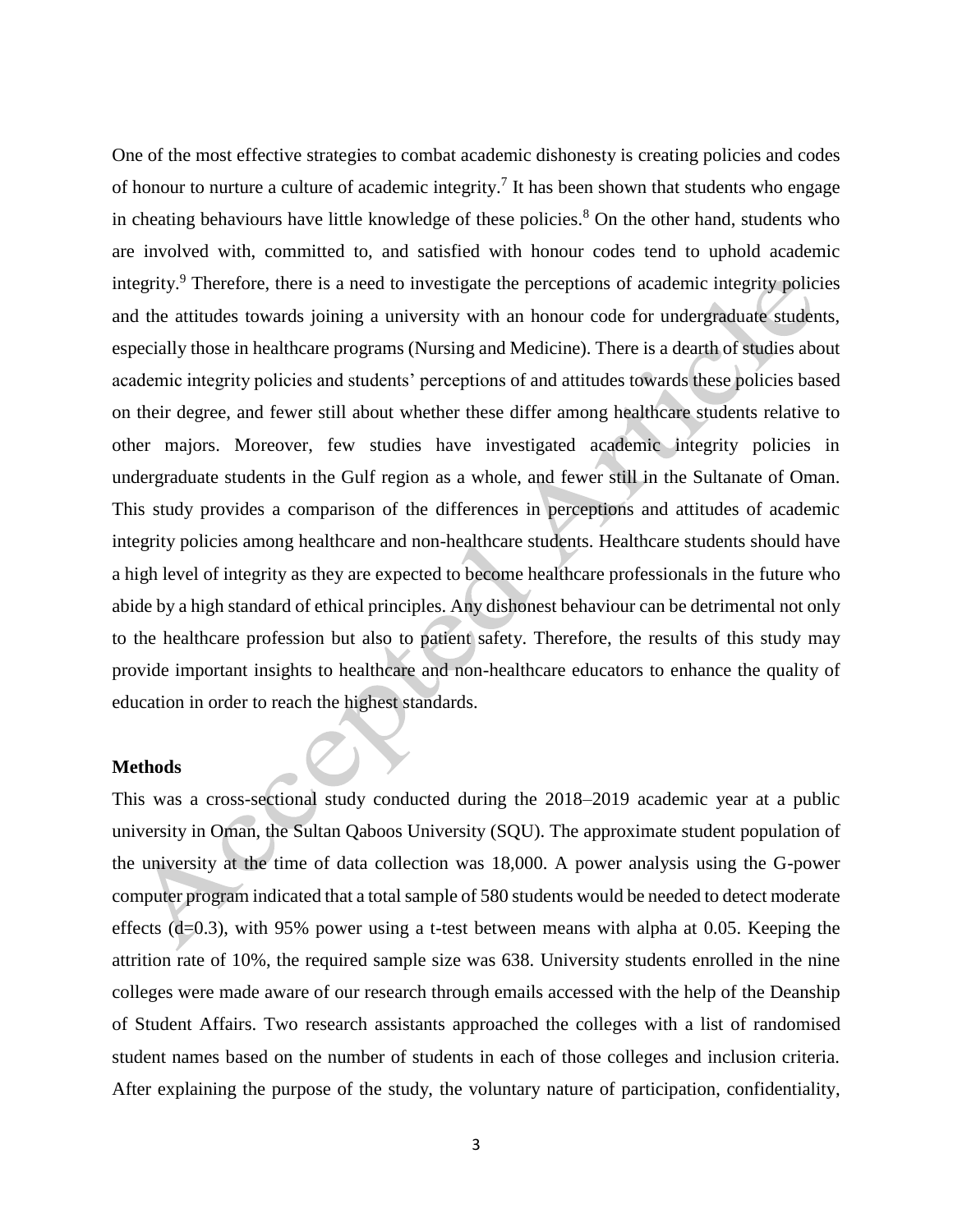One of the most effective strategies to combat academic dishonesty is creating policies and codes of honour to nurture a culture of academic integrity.[7] It has been shown that students who engage in cheating behaviours have little knowledge of these policies.[8] On the other hand, students who are involved with, committed to, and satisfied with honour codes tend to uphold academic integrity.[9] Therefore, there is a need to investigate the perceptions of academic integrity policies and the attitudes towards joining a university with an honour code for undergraduate students, especially those in healthcare programs (Nursing and Medicine). There is a dearth of studies about academic integrity policies and students' perceptions of and attitudes towards these policies based on their degree, and fewer still about whether these differ among healthcare students relative to other majors. Moreover, few studies have investigated academic integrity policies in undergraduate students in the Gulf region as a whole, and fewer still in the Sultanate of Oman. This study provides a comparison of the differences in perceptions and attitudes of academic integrity policies among healthcare and non-healthcare students. Healthcare students should have a high level of integrity as they are expected to become healthcare professionals in the future who abide by a high standard of ethical principles. Any dishonest behaviour can be detrimental not only to the healthcare profession but also to patient safety. Therefore, the results of this study may provide important insights to healthcare and non-healthcare educators to enhance the quality of education in order to reach the highest standards.

## Methods

This was a cross-sectional study conducted during the 2018–2019 academic year at a public university in Oman, the Sultan Qaboos University (SQU). The approximate student population of the university at the time of data collection was 18,000. A power analysis using the G-power computer program indicated that a total sample of 580 students would be needed to detect moderate effects ($d=0.3$), with 95% power using a t-test between means with alpha at 0.05. Keeping the attrition rate of 10%, the required sample size was 638. University students enrolled in the nine colleges were made aware of our research through emails accessed with the help of the Deanship of Student Affairs. Two research assistants approached the colleges with a list of randomised student names based on the number of students in each of those colleges and inclusion criteria. After explaining the purpose of the study, the voluntary nature of participation, confidentiality,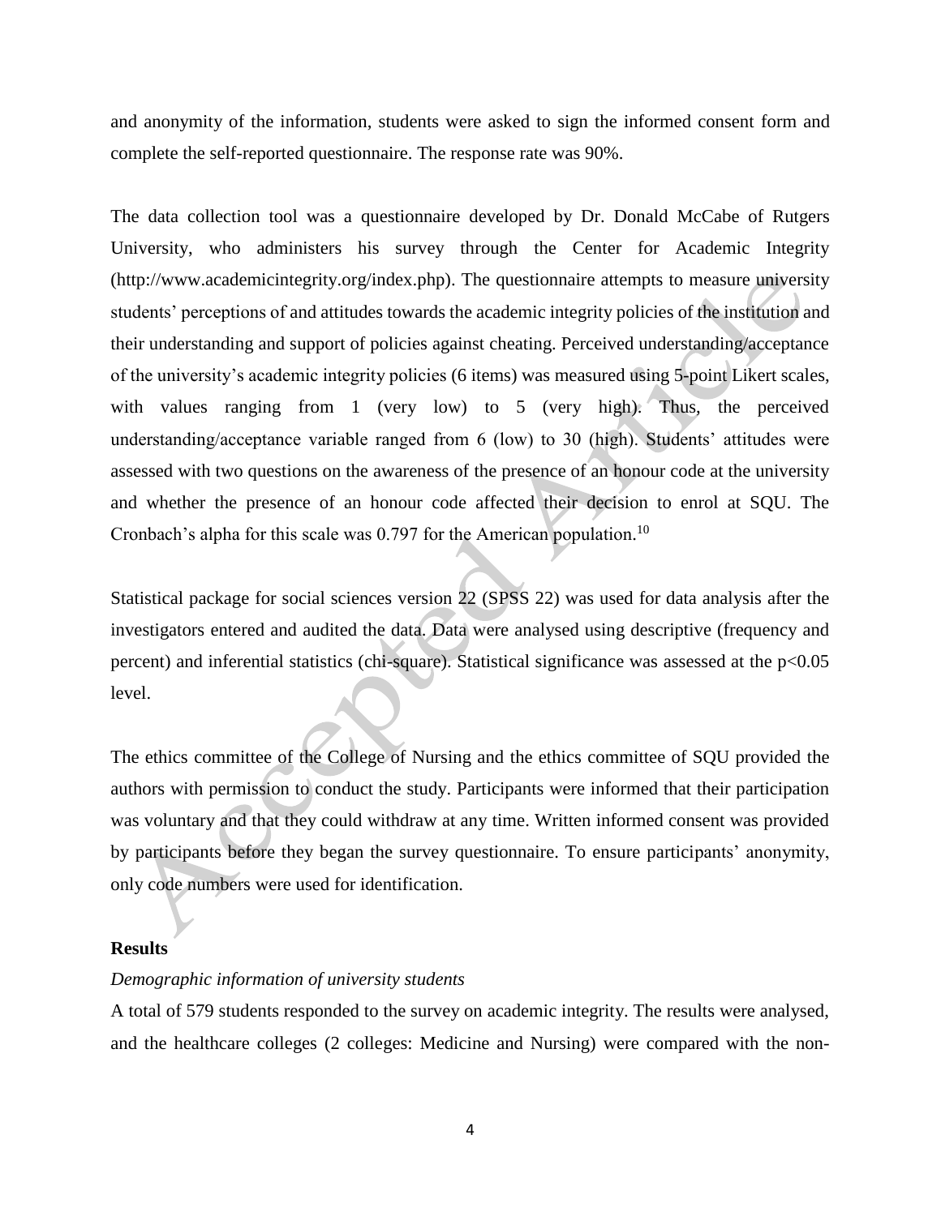and anonymity of the information, students were asked to sign the informed consent form and complete the self-reported questionnaire. The response rate was 90%.

The data collection tool was a questionnaire developed by Dr. Donald McCabe of Rutgers University, who administers his survey through the Center for Academic Integrity (http://www.academicintegrity.org/index.php). The questionnaire attempts to measure university students' perceptions of and attitudes towards the academic integrity policies of the institution and their understanding and support of policies against cheating. Perceived understanding/acceptance of the university's academic integrity policies (6 items) was measured using 5-point Likert scales, with values ranging from 1 (very low) to 5 (very high). Thus, the perceived understanding/acceptance variable ranged from 6 (low) to 30 (high). Students' attitudes were assessed with two questions on the awareness of the presence of an honour code at the university and whether the presence of an honour code affected their decision to enrol at SQU. The Cronbach's alpha for this scale was 0.797 for the American population.[10]

Statistical package for social sciences version 22 (SPSS 22) was used for data analysis after the investigators entered and audited the data. Data were analysed using descriptive (frequency and percent) and inferential statistics (chi-square). Statistical significance was assessed at the $p<0.05$ level.

The ethics committee of the College of Nursing and the ethics committee of SQU provided the authors with permission to conduct the study. Participants were informed that their participation was voluntary and that they could withdraw at any time. Written informed consent was provided by participants before they began the survey questionnaire. To ensure participants' anonymity, only code numbers were used for identification.

## Results

*Demographic information of university students*

A total of 579 students responded to the survey on academic integrity. The results were analysed, and the healthcare colleges (2 colleges: Medicine and Nursing) were compared with the non-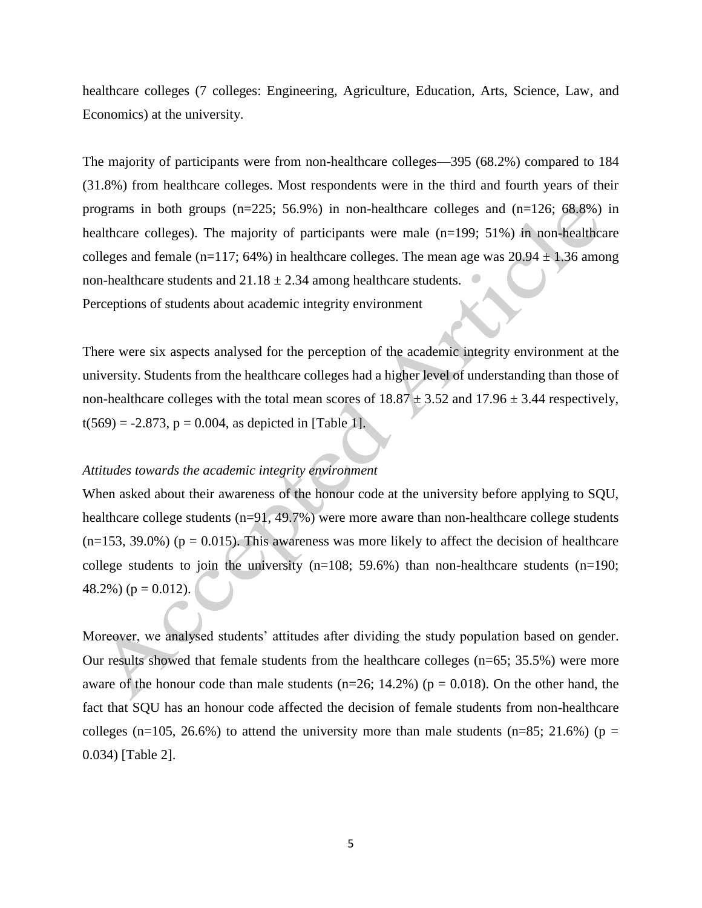healthcare colleges (7 colleges: Engineering, Agriculture, Education, Arts, Science, Law, and Economics) at the university.

The majority of participants were from non-healthcare colleges—395 (68.2%) compared to 184 (31.8%) from healthcare colleges. Most respondents were in the third and fourth years of their programs in both groups (n=225; 56.9%) in non-healthcare colleges and (n=126; 68.8%) in healthcare colleges). The majority of participants were male (n=199; 51%) in non-healthcare colleges and female (n=117; 64%) in healthcare colleges. The mean age was $20.94 \pm 1.36$ among non-healthcare students and $21.18 \pm 2.34$ among healthcare students.

Perceptions of students about academic integrity environment

There were six aspects analysed for the perception of the academic integrity environment at the university. Students from the healthcare colleges had a higher level of understanding than those of non-healthcare colleges with the total mean scores of $18.87 \pm 3.52$ and $17.96 \pm 3.44$ respectively, $t(569) = -2.873$, $p = 0.004$, as depicted in [Table 1].

*Attitudes towards the academic integrity environment*

When asked about their awareness of the honour code at the university before applying to SQU, healthcare college students (n=91, 49.7%) were more aware than non-healthcare college students (n=153, 39.0%) ($p = 0.015$). This awareness was more likely to affect the decision of healthcare college students to join the university (n=108; 59.6%) than non-healthcare students (n=190; 48.2%) ($p = 0.012$).

Moreover, we analysed students' attitudes after dividing the study population based on gender. Our results showed that female students from the healthcare colleges (n=65; 35.5%) were more aware of the honour code than male students (n=26; 14.2%) ($p = 0.018$). On the other hand, the fact that SQU has an honour code affected the decision of female students from non-healthcare colleges (n=105, 26.6%) to attend the university more than male students (n=85; 21.6%) ($p = 0.034$) [Table 2].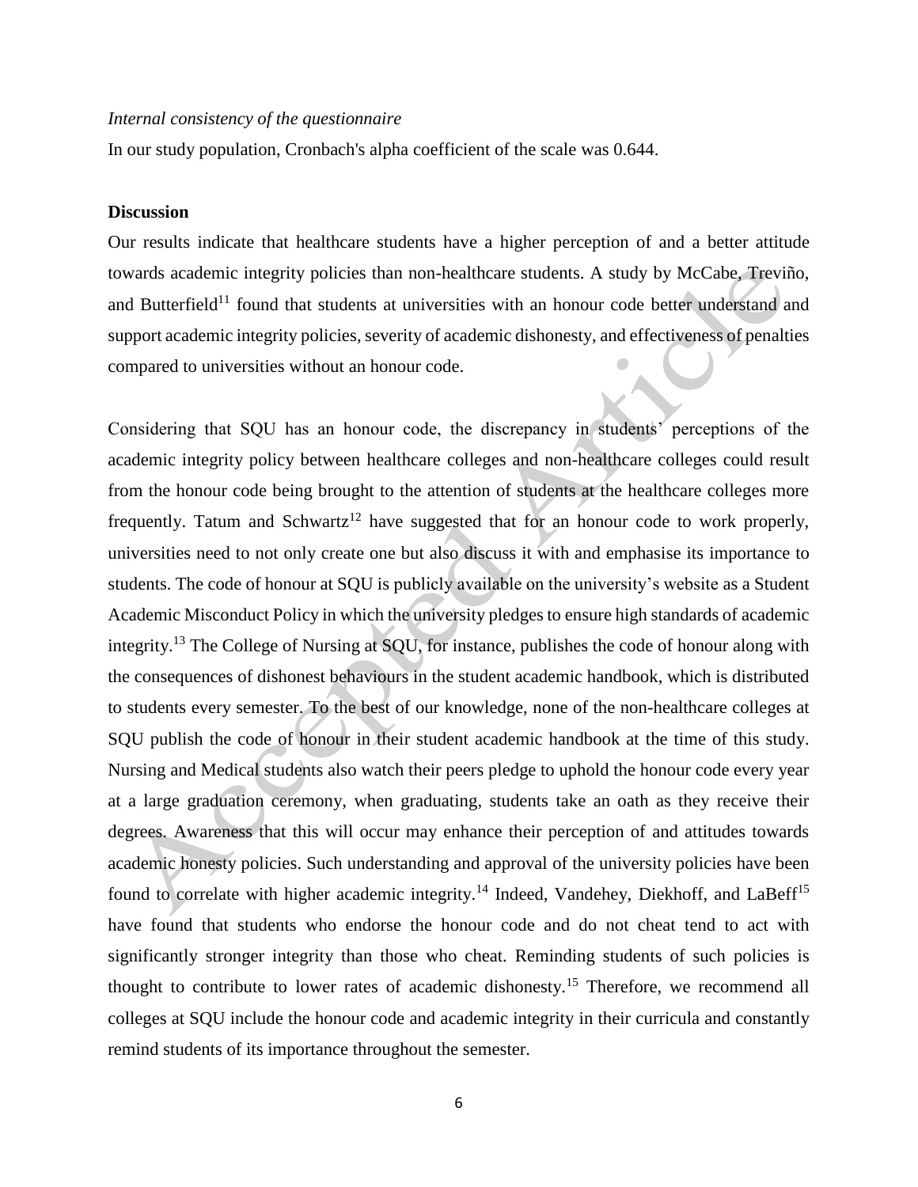*Internal consistency of the questionnaire*

In our study population, Cronbach's alpha coefficient of the scale was 0.644.

## Discussion

Our results indicate that healthcare students have a higher perception of and a better attitude towards academic integrity policies than non-healthcare students. A study by McCabe, Treviño, and Butterfield[11] found that students at universities with an honour code better understand and support academic integrity policies, severity of academic dishonesty, and effectiveness of penalties compared to universities without an honour code.

Considering that SQU has an honour code, the discrepancy in students' perceptions of the academic integrity policy between healthcare colleges and non-healthcare colleges could result from the honour code being brought to the attention of students at the healthcare colleges more frequently. Tatum and Schwartz[12] have suggested that for an honour code to work properly, universities need to not only create one but also discuss it with and emphasise its importance to students. The code of honour at SQU is publicly available on the university's website as a Student Academic Misconduct Policy in which the university pledges to ensure high standards of academic integrity.[13] The College of Nursing at SQU, for instance, publishes the code of honour along with the consequences of dishonest behaviours in the student academic handbook, which is distributed to students every semester. To the best of our knowledge, none of the non-healthcare colleges at SQU publish the code of honour in their student academic handbook at the time of this study. Nursing and Medical students also watch their peers pledge to uphold the honour code every year at a large graduation ceremony, when graduating, students take an oath as they receive their degrees. Awareness that this will occur may enhance their perception of and attitudes towards academic honesty policies. Such understanding and approval of the university policies have been found to correlate with higher academic integrity.[14] Indeed, Vandehey, Diekhoff, and LaBeff[15] have found that students who endorse the honour code and do not cheat tend to act with significantly stronger integrity than those who cheat. Reminding students of such policies is thought to contribute to lower rates of academic dishonesty.[15] Therefore, we recommend all colleges at SQU include the honour code and academic integrity in their curricula and constantly remind students of its importance throughout the semester.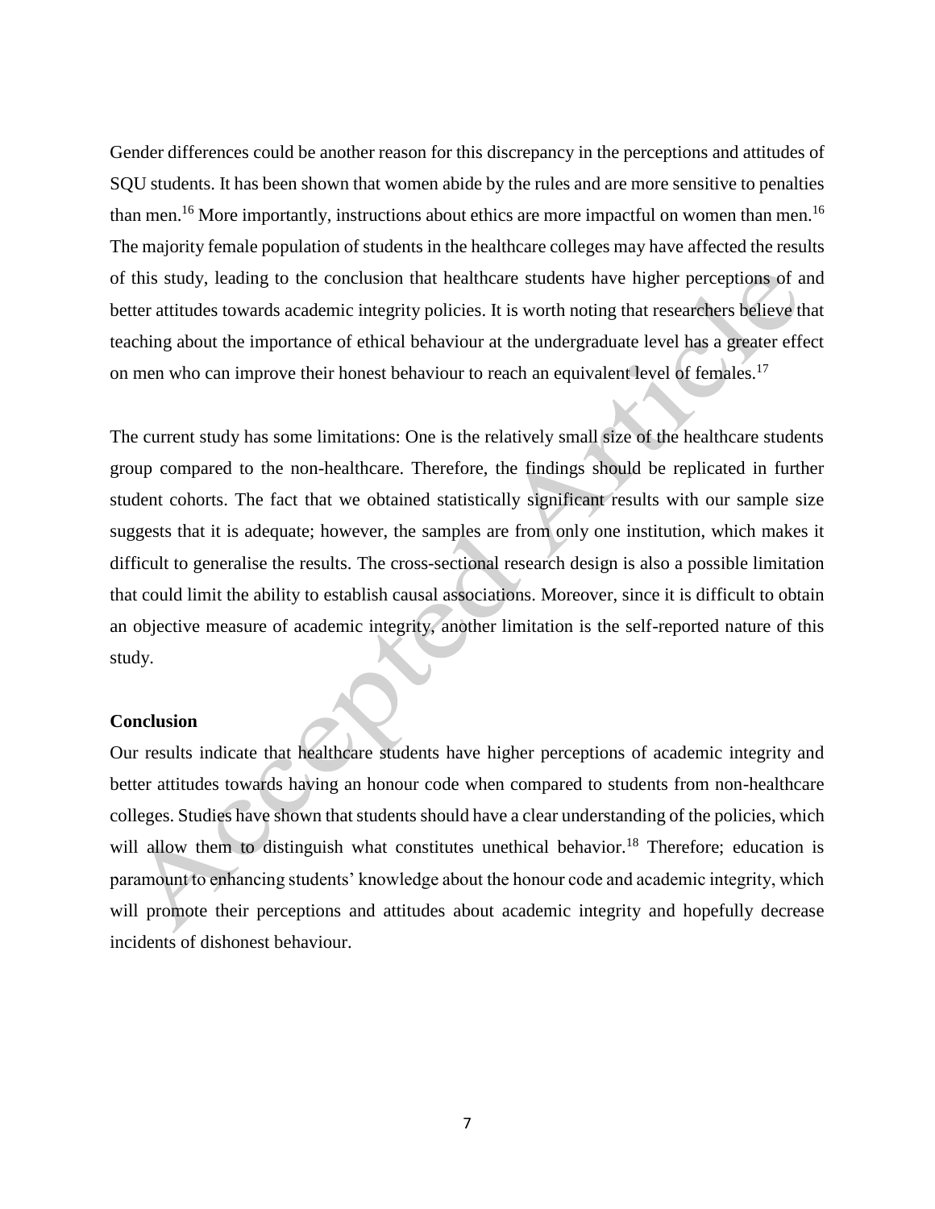Gender differences could be another reason for this discrepancy in the perceptions and attitudes of SQU students. It has been shown that women abide by the rules and are more sensitive to penalties than men.[16] More importantly, instructions about ethics are more impactful on women than men.[16] The majority female population of students in the healthcare colleges may have affected the results of this study, leading to the conclusion that healthcare students have higher perceptions of and better attitudes towards academic integrity policies. It is worth noting that researchers believe that teaching about the importance of ethical behaviour at the undergraduate level has a greater effect on men who can improve their honest behaviour to reach an equivalent level of females.[17]

The current study has some limitations: One is the relatively small size of the healthcare students group compared to the non-healthcare. Therefore, the findings should be replicated in further student cohorts. The fact that we obtained statistically significant results with our sample size suggests that it is adequate; however, the samples are from only one institution, which makes it difficult to generalise the results. The cross-sectional research design is also a possible limitation that could limit the ability to establish causal associations. Moreover, since it is difficult to obtain an objective measure of academic integrity, another limitation is the self-reported nature of this study.

## Conclusion

Our results indicate that healthcare students have higher perceptions of academic integrity and better attitudes towards having an honour code when compared to students from non-healthcare colleges. Studies have shown that students should have a clear understanding of the policies, which will allow them to distinguish what constitutes unethical behavior.[18] Therefore; education is paramount to enhancing students' knowledge about the honour code and academic integrity, which will promote their perceptions and attitudes about academic integrity and hopefully decrease incidents of dishonest behaviour.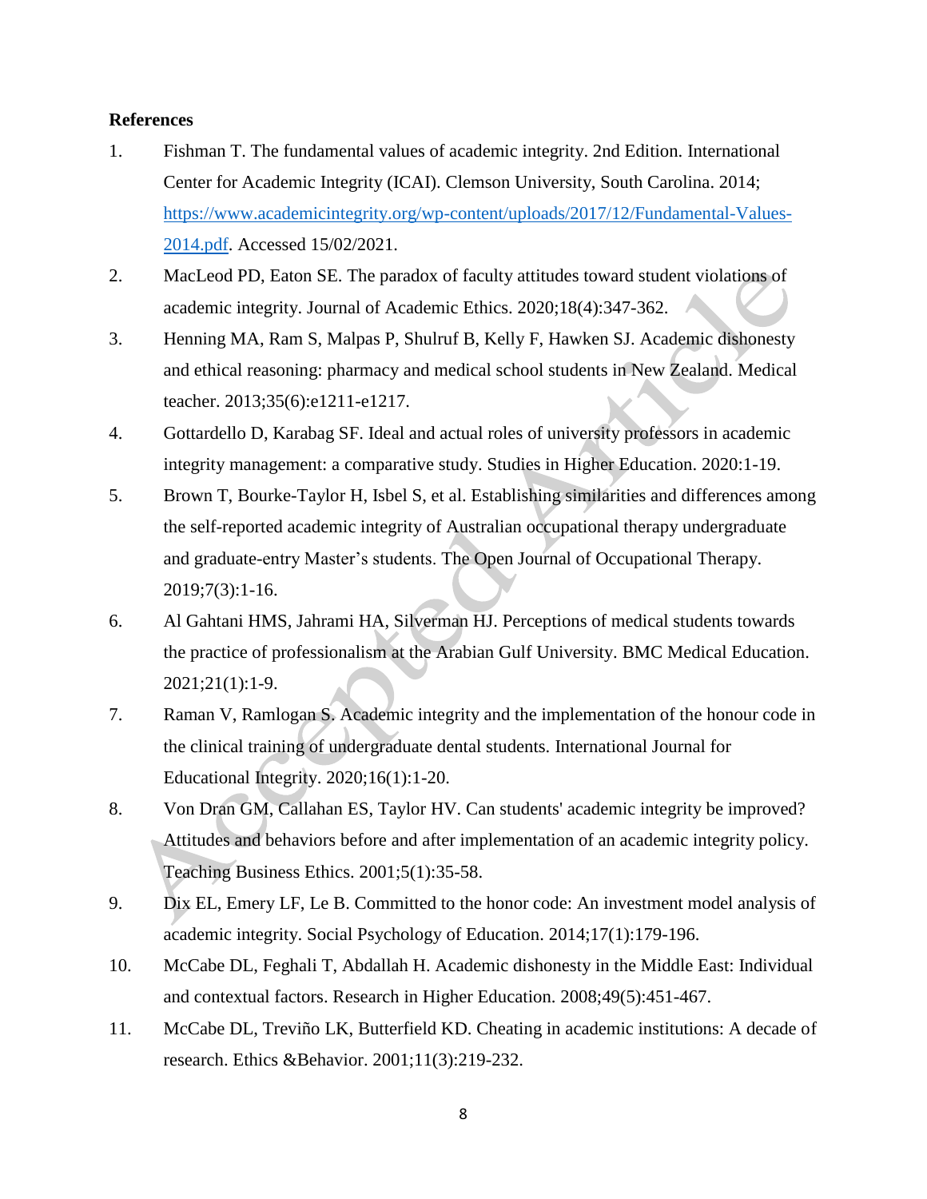**References**

1. Fishman T. The fundamental values of academic integrity. 2nd Edition. International Center for Academic Integrity (ICAI). Clemson University, South Carolina. 2014; https://www.academicintegrity.org/wp-content/uploads/2017/12/Fundamental-Values-2014.pdf. Accessed 15/02/2021.
2. MacLeod PD, Eaton SE. The paradox of faculty attitudes toward student violations of academic integrity. Journal of Academic Ethics. 2020;18(4):347-362.
3. Henning MA, Ram S, Malpas P, Shulruf B, Kelly F, Hawken SJ. Academic dishonesty and ethical reasoning: pharmacy and medical school students in New Zealand. Medical teacher. 2013;35(6):e1211-e1217.
4. Gottardello D, Karabag SF. Ideal and actual roles of university professors in academic integrity management: a comparative study. Studies in Higher Education. 2020:1-19.
5. Brown T, Bourke-Taylor H, Isbel S, et al. Establishing similarities and differences among the self-reported academic integrity of Australian occupational therapy undergraduate and graduate-entry Master's students. The Open Journal of Occupational Therapy. 2019;7(3):1-16.
6. Al Gahtani HMS, Jahrami HA, Silverman HJ. Perceptions of medical students towards the practice of professionalism at the Arabian Gulf University. BMC Medical Education. 2021;21(1):1-9.
7. Raman V, Ramlogan S. Academic integrity and the implementation of the honour code in the clinical training of undergraduate dental students. International Journal for Educational Integrity. 2020;16(1):1-20.
8. Von Dran GM, Callahan ES, Taylor HV. Can students' academic integrity be improved? Attitudes and behaviors before and after implementation of an academic integrity policy. Teaching Business Ethics. 2001;5(1):35-58.
9. Dix EL, Emery LF, Le B. Committed to the honor code: An investment model analysis of academic integrity. Social Psychology of Education. 2014;17(1):179-196.
10. McCabe DL, Feghali T, Abdallah H. Academic dishonesty in the Middle East: Individual and contextual factors. Research in Higher Education. 2008;49(5):451-467.
11. McCabe DL, Treviño LK, Butterfield KD. Cheating in academic institutions: A decade of research. Ethics &Behavior. 2001;11(3):219-232.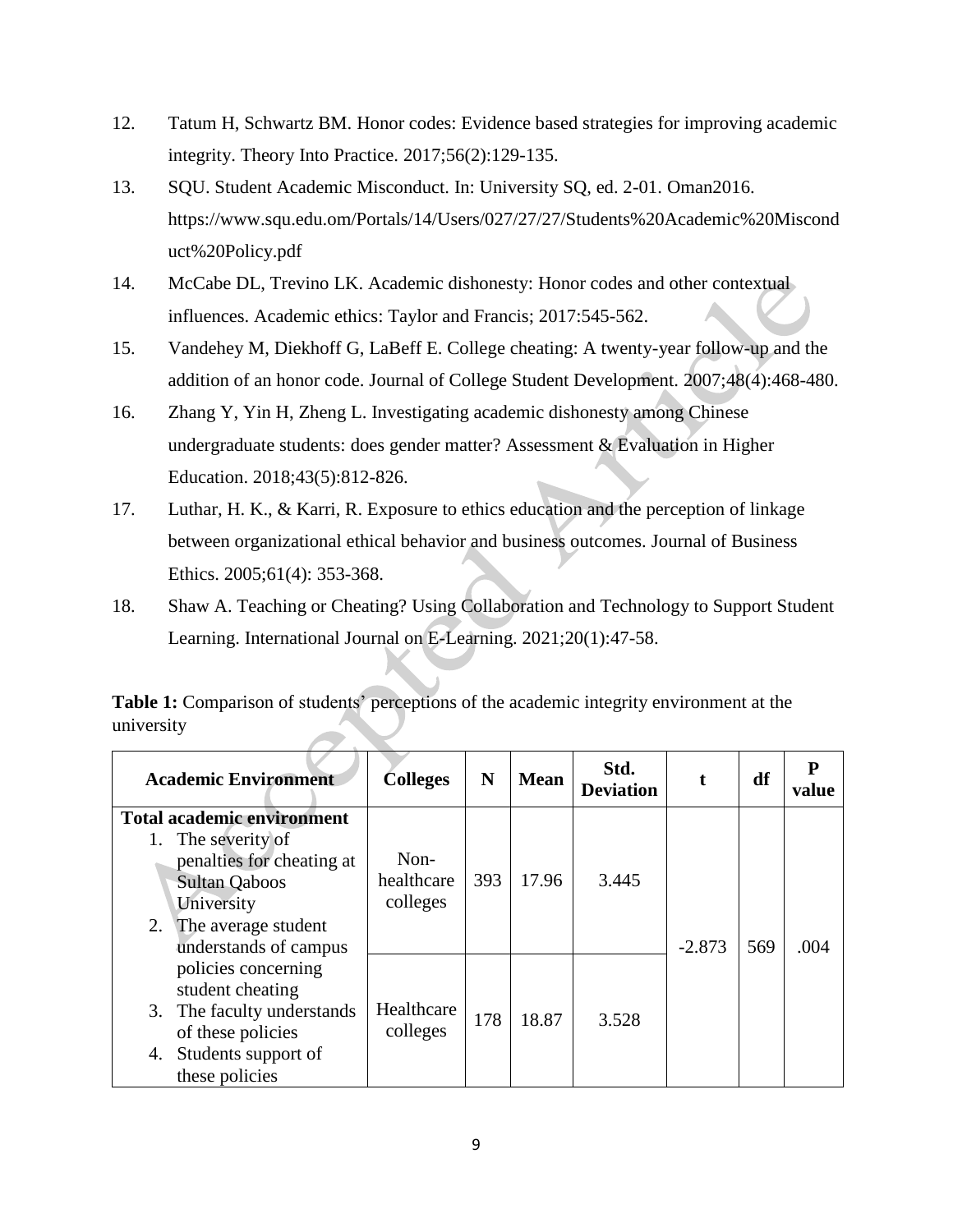12. Tatum H, Schwartz BM. Honor codes: Evidence based strategies for improving academic integrity. Theory Into Practice. 2017;56(2):129-135.
13. SQU. Student Academic Misconduct. In: University SQ, ed. 2-01. Oman2016. https://www.squ.edu.om/Portals/14/Users/027/27/27/Students%20Academic%20Misconduct%20Policy.pdf
14. McCabe DL, Trevino LK. Academic dishonesty: Honor codes and other contextual influences. Academic ethics: Taylor and Francis; 2017:545-562.
15. Vandehey M, Diekhoff G, LaBeff E. College cheating: A twenty-year follow-up and the addition of an honor code. Journal of College Student Development. 2007;48(4):468-480.
16. Zhang Y, Yin H, Zheng L. Investigating academic dishonesty among Chinese undergraduate students: does gender matter? Assessment & Evaluation in Higher Education. 2018;43(5):812-826.
17. Luthar, H. K., & Karri, R. Exposure to ethics education and the perception of linkage between organizational ethical behavior and business outcomes. Journal of Business Ethics. 2005;61(4): 353-368.
18. Shaw A. Teaching or Cheating? Using Collaboration and Technology to Support Student Learning. International Journal on E-Learning. 2021;20(1):47-58.

**Table 1:** Comparison of students' perceptions of the academic integrity environment at the university

| Academic Environment | Colleges | N | Mean | Std. Deviation | t | df | P value |
|---|---|---|---|---|---|---|---|
| **Total academic environment**<br>1. The severity of penalties for cheating at Sultan Qaboos University<br>2. The average student understands of campus policies concerning student cheating<br>3. The faculty understands of these policies<br>4. Students support of these policies | Non-healthcare colleges | 393 | 17.96 | 3.445 | -2.873 | 569 | .004 |
| | Healthcare colleges | 178 | 18.87 | 3.528 | | | |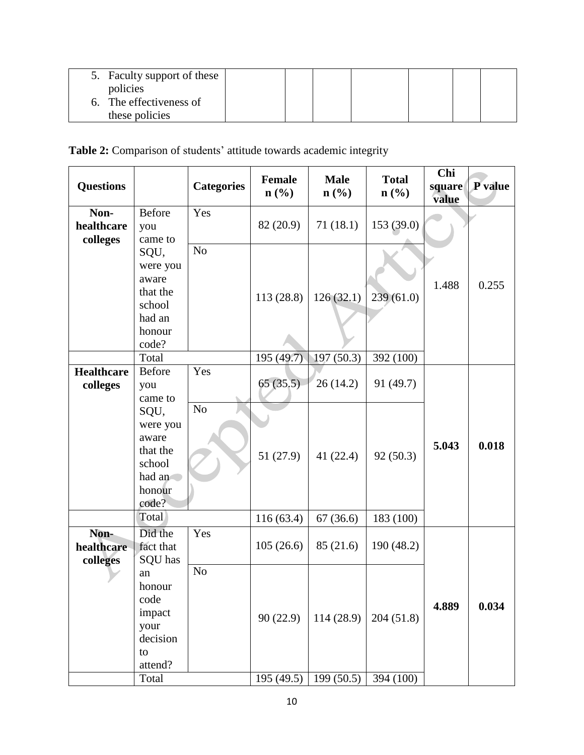| | | | | | | | |
|---|---|---|---|---|---|---|---|
| 5. Faculty support of these policies<br>6. The effectiveness of these policies | | | | | | | |

**Table 2:** Comparison of students' attitude towards academic integrity

| Questions | | Categories | Female n (%) | Male n (%) | Total n (%) | Chi square value | P value |
|---|---|---|---|---|---|---|---|
| **Non-healthcare colleges** | Before you came to SQU, were you aware that the school had an honour code? | Yes | 82 (20.9) | 71 (18.1) | 153 (39.0) | 1.488 | 0.255 |
| | | No | 113 (28.8) | 126 (32.1) | 239 (61.0) | | |
| | Total | | 195 (49.7) | 197 (50.3) | 392 (100) | | |
| **Healthcare colleges** | Before you came to SQU, were you aware that the school had an honour code? | Yes | 65 (35.5) | 26 (14.2) | 91 (49.7) | **5.043** | **0.018** |
| | | No | 51 (27.9) | 41 (22.4) | 92 (50.3) | | |
| | Total | | 116 (63.4) | 67 (36.6) | 183 (100) | | |
| **Non-healthcare colleges** | Did the fact that SQU has an honour code impact your decision to attend? | Yes | 105 (26.6) | 85 (21.6) | 190 (48.2) | **4.889** | **0.034** |
| | | No | 90 (22.9) | 114 (28.9) | 204 (51.8) | | |
| | Total | | 195 (49.5) | 199 (50.5) | 394 (100) | | |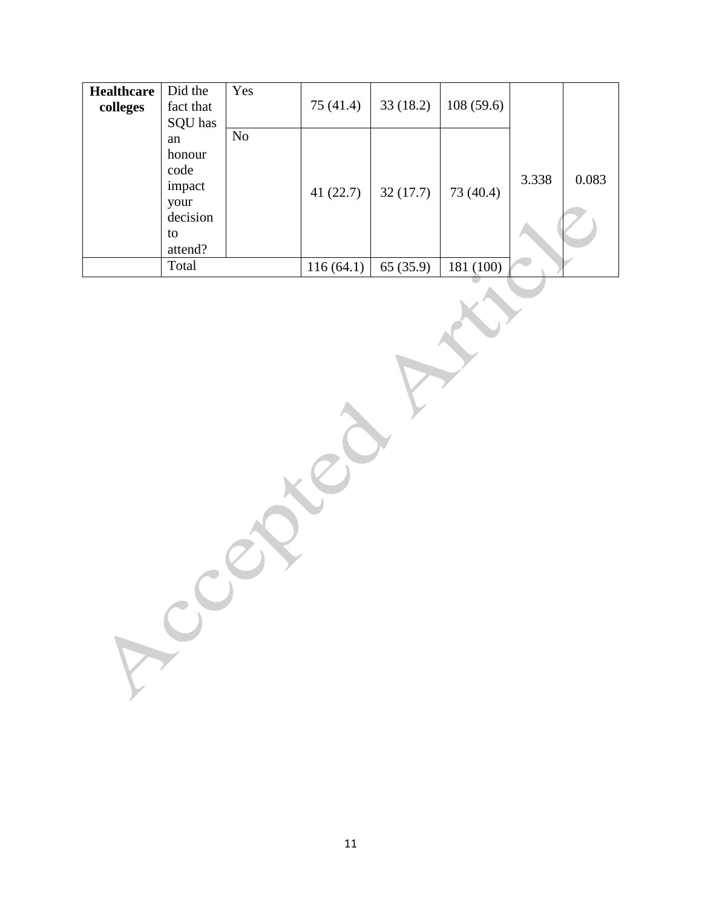| | | | | | | | |
|---|---|---|---|---|---|---|---|
| **Healthcare colleges** | Did the fact that SQU has an honour code impact your decision to attend? | Yes | 75 (41.4) | 33 (18.2) | 108 (59.6) | 3.338 | 0.083 |
| | | No | 41 (22.7) | 32 (17.7) | 73 (40.4) | | |
| | Total | | 116 (64.1) | 65 (35.9) | 181 (100) | | |